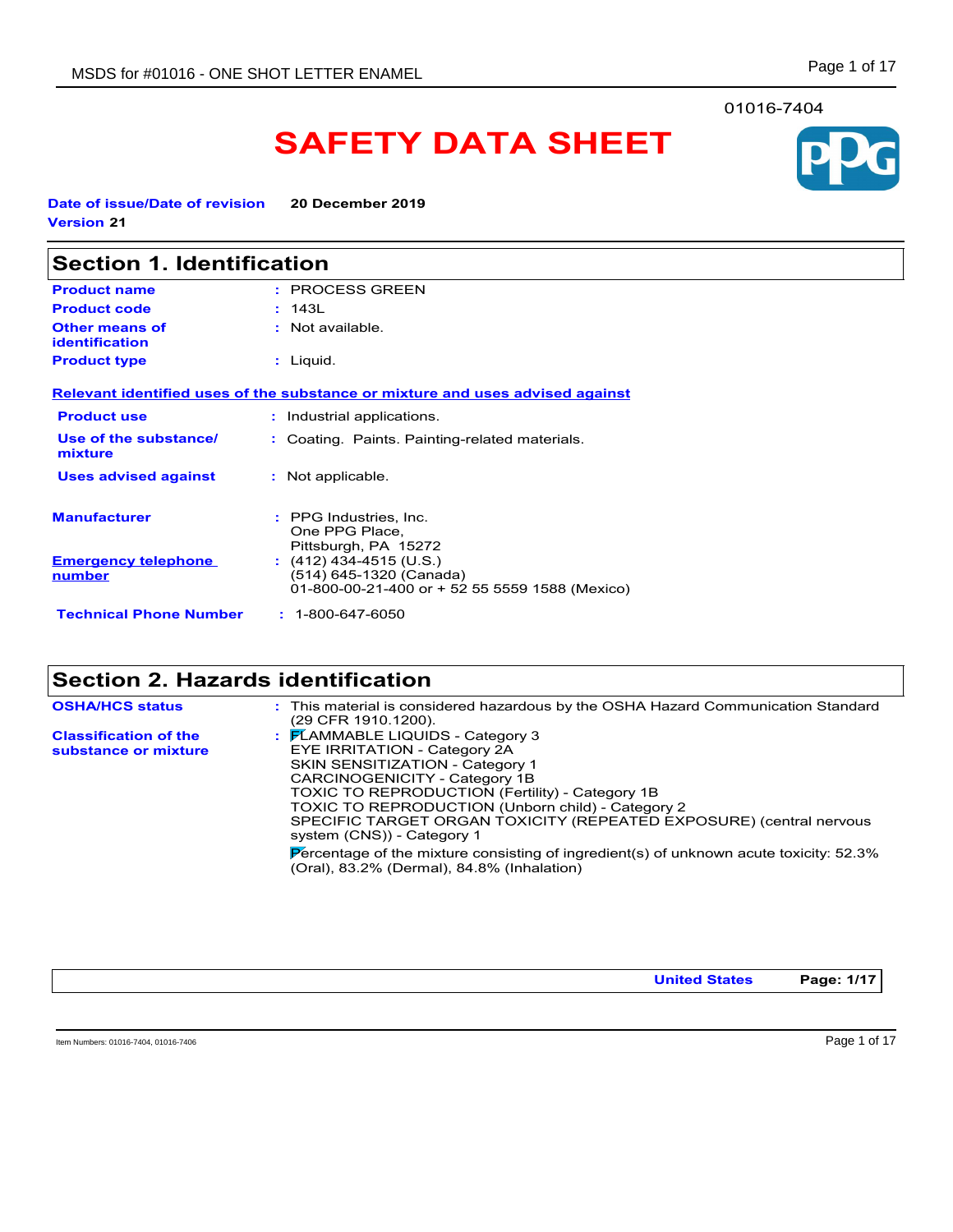01016-7404

# SAFETY DATA SHEET

**Date of issue/Date of revision** **20 December 2019**
**Version 21**

## Section 1. Identification

| | |
|---|---|
| **Product name** | : PROCESS GREEN |
| **Product code** | : 143L |
| **Other means of identification** | : Not available. |
| **Product type** | : Liquid. |

**Relevant identified uses of the substance or mixture and uses advised against**

| | |
|---|---|
| **Product use** | : Industrial applications. |
| **Use of the substance/ mixture** | : Coating. Paints. Painting-related materials. |
| **Uses advised against** | : Not applicable. |

| | |
|---|---|
| **Manufacturer** | : PPG Industries, Inc.<br>One PPG Place,<br>Pittsburgh, PA 15272 |
| **Emergency telephone number** | : (412) 434-4515 (U.S.)<br>(514) 645-1320 (Canada)<br>01-800-00-21-400 or + 52 55 5559 1588 (Mexico) |
| **Technical Phone Number** | : 1-800-647-6050 |

## Section 2. Hazards identification

**OSHA/HCS status** : This material is considered hazardous by the OSHA Hazard Communication Standard (29 CFR 1910.1200).

**Classification of the substance or mixture** :
FLAMMABLE LIQUIDS - Category 3
EYE IRRITATION - Category 2A
SKIN SENSITIZATION - Category 1
CARCINOGENICITY - Category 1B
TOXIC TO REPRODUCTION (Fertility) - Category 1B
TOXIC TO REPRODUCTION (Unborn child) - Category 2
SPECIFIC TARGET ORGAN TOXICITY (REPEATED EXPOSURE) (central nervous system (CNS)) - Category 1

Percentage of the mixture consisting of ingredient(s) of unknown acute toxicity: 52.3% (Oral), 83.2% (Dermal), 84.8% (Inhalation)

Item Numbers: 01016-7404, 01016-7406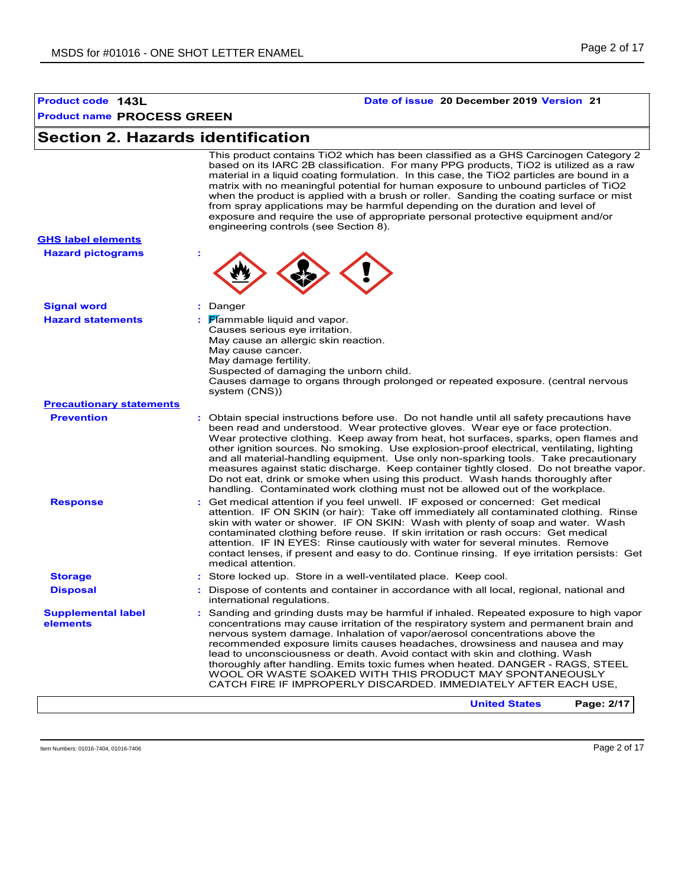**Product code** 143L **Date of issue** 20 December 2019 **Version** 21

**Product name** PROCESS GREEN

## Section 2. Hazards identification

This product contains $TiO_2$ which has been classified as a GHS Carcinogen Category 2 based on its IARC 2B classification. For many PPG products, $TiO_2$ is utilized as a raw material in a liquid coating formulation. In this case, the $TiO_2$ particles are bound in a matrix with no meaningful potential for human exposure to unbound particles of $TiO_2$ when the product is applied with a brush or roller. Sanding the coating surface or mist from spray applications may be harmful depending on the duration and level of exposure and require the use of appropriate personal protective equipment and/or engineering controls (see Section 8).

**GHS label elements**

**Hazard pictograms** :

**Signal word** : Danger

**Hazard statements** : Flammable liquid and vapor.
Causes serious eye irritation.
May cause an allergic skin reaction.
May cause cancer.
May damage fertility.
Suspected of damaging the unborn child.
Causes damage to organs through prolonged or repeated exposure. (central nervous system (CNS))

**Precautionary statements**

**Prevention** : Obtain special instructions before use. Do not handle until all safety precautions have been read and understood. Wear protective gloves. Wear eye or face protection. Wear protective clothing. Keep away from heat, hot surfaces, sparks, open flames and other ignition sources. No smoking. Use explosion-proof electrical, ventilating, lighting and all material-handling equipment. Use only non-sparking tools. Take precautionary measures against static discharge. Keep container tightly closed. Do not breathe vapor. Do not eat, drink or smoke when using this product. Wash hands thoroughly after handling. Contaminated work clothing must not be allowed out of the workplace.

**Response** : Get medical attention if you feel unwell. IF exposed or concerned: Get medical attention. IF ON SKIN (or hair): Take off immediately all contaminated clothing. Rinse skin with water or shower. IF ON SKIN: Wash with plenty of soap and water. Wash contaminated clothing before reuse. If skin irritation or rash occurs: Get medical attention. IF IN EYES: Rinse cautiously with water for several minutes. Remove contact lenses, if present and easy to do. Continue rinsing. If eye irritation persists: Get medical attention.

**Storage** : Store locked up. Store in a well-ventilated place. Keep cool.

**Disposal** : Dispose of contents and container in accordance with all local, regional, national and international regulations.

**Supplemental label elements** : Sanding and grinding dusts may be harmful if inhaled. Repeated exposure to high vapor concentrations may cause irritation of the respiratory system and permanent brain and nervous system damage. Inhalation of vapor/aerosol concentrations above the recommended exposure limits causes headaches, drowsiness and nausea and may lead to unconsciousness or death. Avoid contact with skin and clothing. Wash thoroughly after handling. Emits toxic fumes when heated. DANGER - RAGS, STEEL WOOL OR WASTE SOAKED WITH THIS PRODUCT MAY SPONTANEOUSLY CATCH FIRE IF IMPROPERLY DISCARDED. IMMEDIATELY AFTER EACH USE,

United States

Item Numbers: 01016-7404, 01016-7406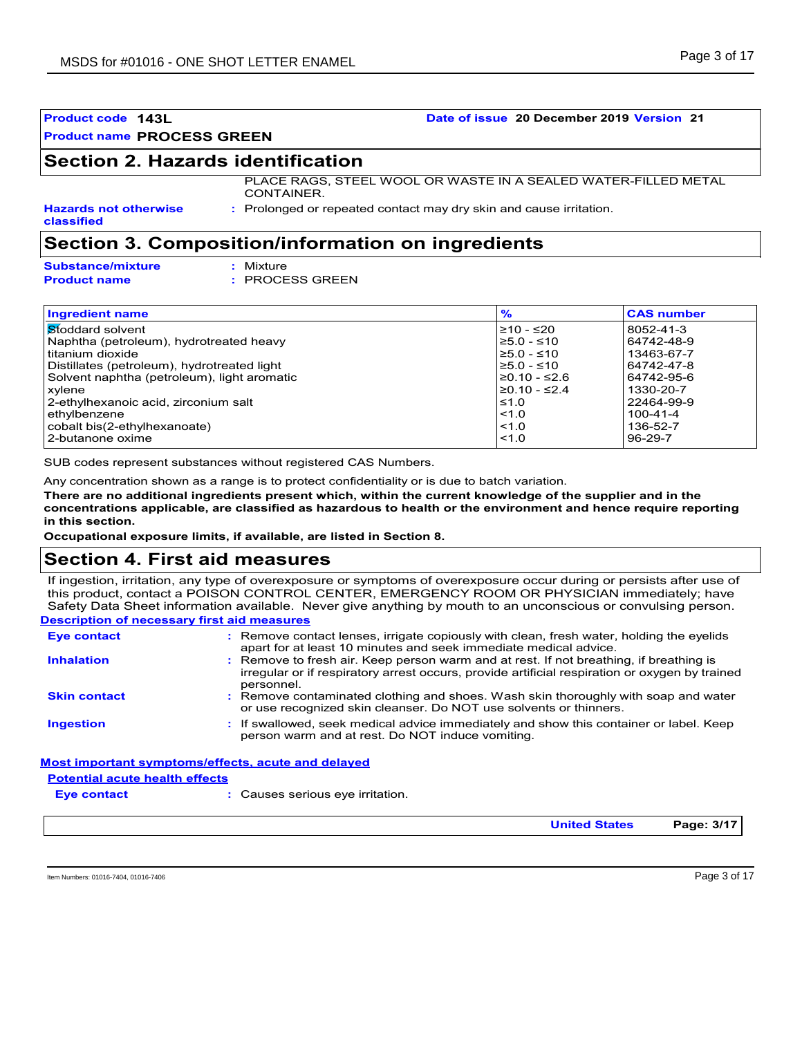**Product code** 143L **Date of issue** 20 December 2019 **Version** 21

**Product name** PROCESS GREEN

## Section 2. Hazards identification

PLACE RAGS, STEEL WOOL OR WASTE IN A SEALED WATER-FILLED METAL CONTAINER.

**Hazards not otherwise classified** : Prolonged or repeated contact may dry skin and cause irritation.

## Section 3. Composition/information on ingredients

**Substance/mixture** : Mixture

**Product name** : PROCESS GREEN

| Ingredient name | % | CAS number |
|---|---|---|
| Stoddard solvent | ≥10 - ≤20 | 8052-41-3 |
| Naphtha (petroleum), hydrotreated heavy | ≥5.0 - ≤10 | 64742-48-9 |
| titanium dioxide | ≥5.0 - ≤10 | 13463-67-7 |
| Distillates (petroleum), hydrotreated light | ≥5.0 - ≤10 | 64742-47-8 |
| Solvent naphtha (petroleum), light aromatic | ≥0.10 - ≤2.6 | 64742-95-6 |
| xylene | ≥0.10 - ≤2.4 | 1330-20-7 |
| 2-ethylhexanoic acid, zirconium salt | ≤1.0 | 22464-99-9 |
| ethylbenzene | <1.0 | 100-41-4 |
| cobalt bis(2-ethylhexanoate) | <1.0 | 136-52-7 |
| 2-butanone oxime | <1.0 | 96-29-7 |

SUB codes represent substances without registered CAS Numbers.

Any concentration shown as a range is to protect confidentiality or is due to batch variation.

**There are no additional ingredients present which, within the current knowledge of the supplier and in the concentrations applicable, are classified as hazardous to health or the environment and hence require reporting in this section.**

**Occupational exposure limits, if available, are listed in Section 8.**

## Section 4. First aid measures

If ingestion, irritation, any type of overexposure or symptoms of overexposure occur during or persists after use of this product, contact a POISON CONTROL CENTER, EMERGENCY ROOM OR PHYSICIAN immediately; have Safety Data Sheet information available. Never give anything by mouth to an unconscious or convulsing person.

### Description of necessary first aid measures

**Eye contact** : Remove contact lenses, irrigate copiously with clean, fresh water, holding the eyelids apart for at least 10 minutes and seek immediate medical advice.

**Inhalation** : Remove to fresh air. Keep person warm and at rest. If not breathing, if breathing is irregular or if respiratory arrest occurs, provide artificial respiration or oxygen by trained personnel.

**Skin contact** : Remove contaminated clothing and shoes. Wash skin thoroughly with soap and water or use recognized skin cleanser. Do NOT use solvents or thinners.

**Ingestion** : If swallowed, seek medical advice immediately and show this container or label. Keep person warm and at rest. Do NOT induce vomiting.

### Most important symptoms/effects, acute and delayed

#### Potential acute health effects

**Eye contact** : Causes serious eye irritation.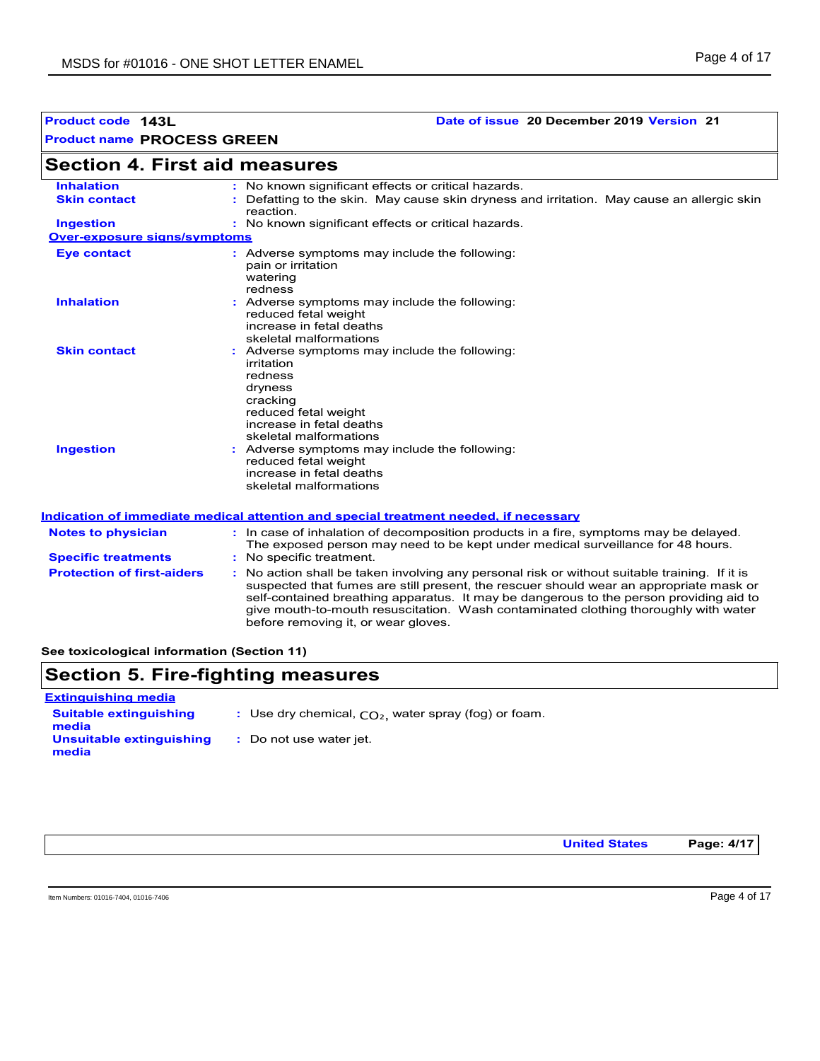**Product code** 143L **Date of issue** 20 December 2019 **Version** 21

**Product name** PROCESS GREEN

## Section 4. First aid measures

| | |
|---|---|
| **Inhalation** | : No known significant effects or critical hazards. |
| **Skin contact** | : Defatting to the skin. May cause skin dryness and irritation. May cause an allergic skin reaction. |
| **Ingestion** | : No known significant effects or critical hazards. |

**Over-exposure signs/symptoms**

| | |
|---|---|
| **Eye contact** | : Adverse symptoms may include the following:<br>pain or irritation<br>watering<br>redness |
| **Inhalation** | : Adverse symptoms may include the following:<br>reduced fetal weight<br>increase in fetal deaths<br>skeletal malformations |
| **Skin contact** | : Adverse symptoms may include the following:<br>irritation<br>redness<br>dryness<br>cracking<br>reduced fetal weight<br>increase in fetal deaths<br>skeletal malformations |
| **Ingestion** | : Adverse symptoms may include the following:<br>reduced fetal weight<br>increase in fetal deaths<br>skeletal malformations |

**Indication of immediate medical attention and special treatment needed, if necessary**

| | |
|---|---|
| **Notes to physician** | : In case of inhalation of decomposition products in a fire, symptoms may be delayed. The exposed person may need to be kept under medical surveillance for 48 hours. |
| **Specific treatments** | : No specific treatment. |
| **Protection of first-aiders** | : No action shall be taken involving any personal risk or without suitable training. If it is suspected that fumes are still present, the rescuer should wear an appropriate mask or self-contained breathing apparatus. It may be dangerous to the person providing aid to give mouth-to-mouth resuscitation. Wash contaminated clothing thoroughly with water before removing it, or wear gloves. |

**See toxicological information (Section 11)**

## Section 5. Fire-fighting measures

**Extinguishing media**

| | |
|---|---|
| **Suitable extinguishing media** | : Use dry chemical, $CO_2$, water spray (fog) or foam. |
| **Unsuitable extinguishing media** | : Do not use water jet. |

Item Numbers: 01016-7404, 01016-7406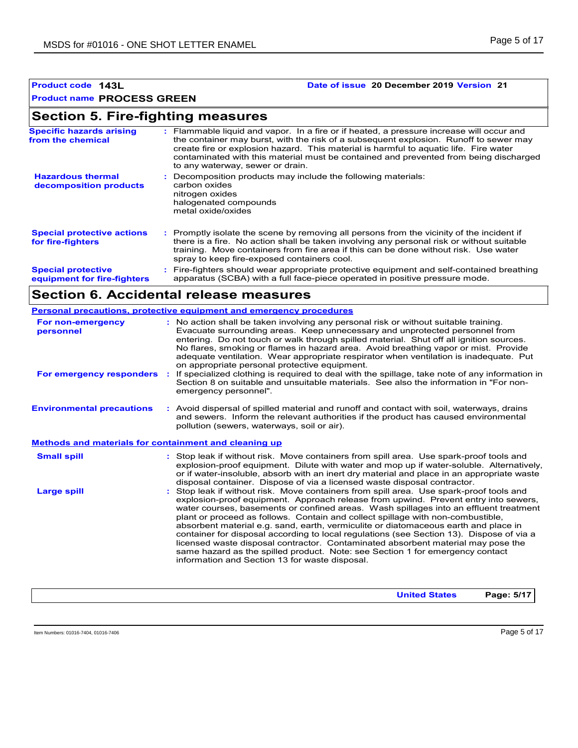**Product code** **143L** **Date of issue** **20 December 2019** **Version** **21**

**Product name** **PROCESS GREEN**

## Section 5. Fire-fighting measures

**Specific hazards arising from the chemical** : Flammable liquid and vapor. In a fire or if heated, a pressure increase will occur and the container may burst, with the risk of a subsequent explosion. Runoff to sewer may create fire or explosion hazard. This material is harmful to aquatic life. Fire water contaminated with this material must be contained and prevented from being discharged to any waterway, sewer or drain.

**Hazardous thermal decomposition products** : Decomposition products may include the following materials:
carbon oxides
nitrogen oxides
halogenated compounds
metal oxide/oxides

**Special protective actions for fire-fighters** : Promptly isolate the scene by removing all persons from the vicinity of the incident if there is a fire. No action shall be taken involving any personal risk or without suitable training. Move containers from fire area if this can be done without risk. Use water spray to keep fire-exposed containers cool.

**Special protective equipment for fire-fighters** : Fire-fighters should wear appropriate protective equipment and self-contained breathing apparatus (SCBA) with a full face-piece operated in positive pressure mode.

## Section 6. Accidental release measures

### Personal precautions, protective equipment and emergency procedures

**For non-emergency personnel** : No action shall be taken involving any personal risk or without suitable training. Evacuate surrounding areas. Keep unnecessary and unprotected personnel from entering. Do not touch or walk through spilled material. Shut off all ignition sources. No flares, smoking or flames in hazard area. Avoid breathing vapor or mist. Provide adequate ventilation. Wear appropriate respirator when ventilation is inadequate. Put on appropriate personal protective equipment.

**For emergency responders** : If specialized clothing is required to deal with the spillage, take note of any information in Section 8 on suitable and unsuitable materials. See also the information in "For non-emergency personnel".

**Environmental precautions** : Avoid dispersal of spilled material and runoff and contact with soil, waterways, drains and sewers. Inform the relevant authorities if the product has caused environmental pollution (sewers, waterways, soil or air).

### Methods and materials for containment and cleaning up

**Small spill** : Stop leak if without risk. Move containers from spill area. Use spark-proof tools and explosion-proof equipment. Dilute with water and mop up if water-soluble. Alternatively, or if water-insoluble, absorb with an inert dry material and place in an appropriate waste disposal container. Dispose of via a licensed waste disposal contractor.

**Large spill** : Stop leak if without risk. Move containers from spill area. Use spark-proof tools and explosion-proof equipment. Approach release from upwind. Prevent entry into sewers, water courses, basements or confined areas. Wash spillages into an effluent treatment plant or proceed as follows. Contain and collect spillage with non-combustible, absorbent material e.g. sand, earth, vermiculite or diatomaceous earth and place in container for disposal according to local regulations (see Section 13). Dispose of via a licensed waste disposal contractor. Contaminated absorbent material may pose the same hazard as the spilled product. Note: see Section 1 for emergency contact information and Section 13 for waste disposal.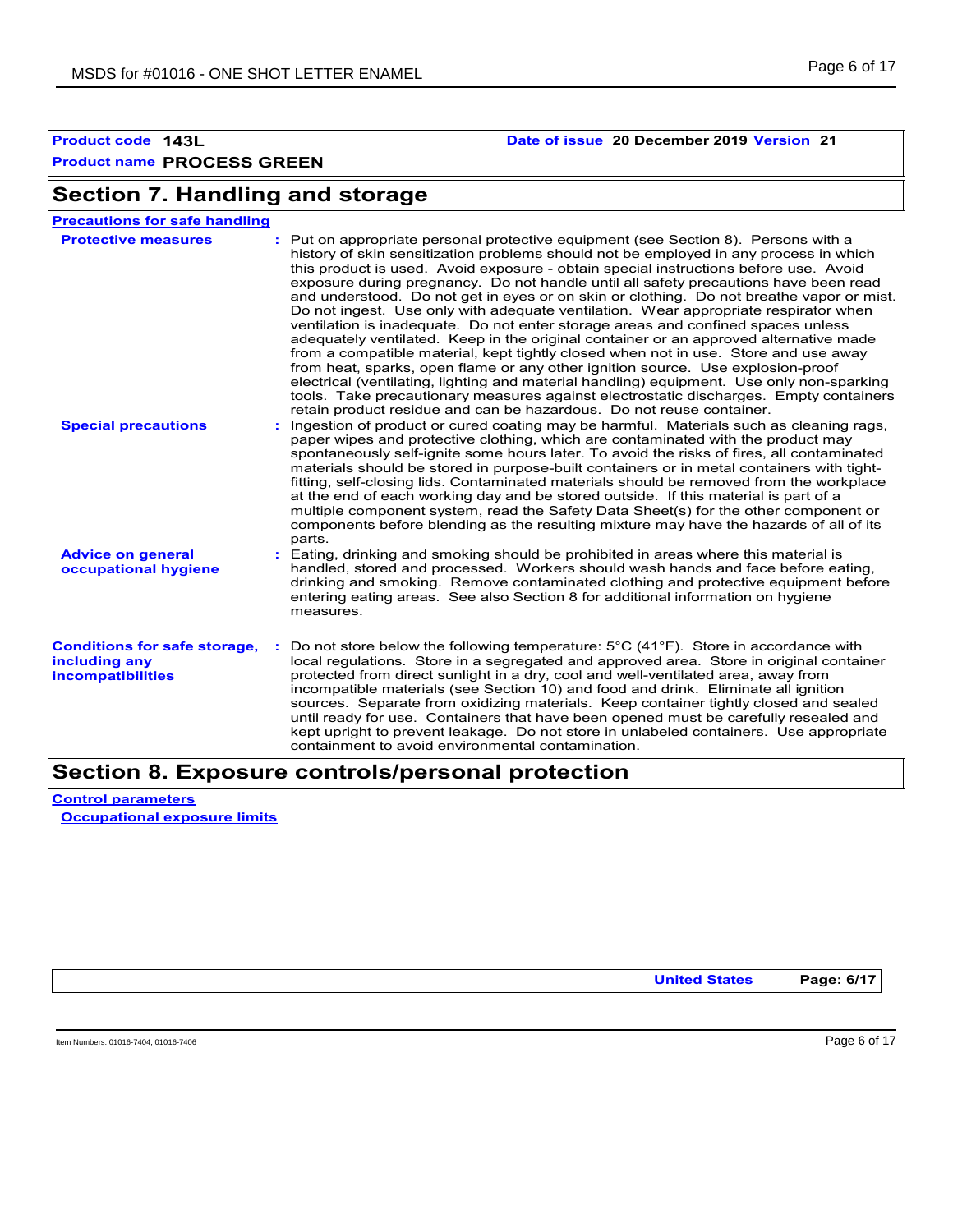**Product code** 143L **Date of issue** 20 December 2019 **Version** 21

**Product name** PROCESS GREEN

## Section 7. Handling and storage

### Precautions for safe handling

**Protective measures** : Put on appropriate personal protective equipment (see Section 8). Persons with a history of skin sensitization problems should not be employed in any process in which this product is used. Avoid exposure - obtain special instructions before use. Avoid exposure during pregnancy. Do not handle until all safety precautions have been read and understood. Do not get in eyes or on skin or clothing. Do not breathe vapor or mist. Do not ingest. Use only with adequate ventilation. Wear appropriate respirator when ventilation is inadequate. Do not enter storage areas and confined spaces unless adequately ventilated. Keep in the original container or an approved alternative made from a compatible material, kept tightly closed when not in use. Store and use away from heat, sparks, open flame or any other ignition source. Use explosion-proof electrical (ventilating, lighting and material handling) equipment. Use only non-sparking tools. Take precautionary measures against electrostatic discharges. Empty containers retain product residue and can be hazardous. Do not reuse container.

**Special precautions** : Ingestion of product or cured coating may be harmful. Materials such as cleaning rags, paper wipes and protective clothing, which are contaminated with the product may spontaneously self-ignite some hours later. To avoid the risks of fires, all contaminated materials should be stored in purpose-built containers or in metal containers with tight-fitting, self-closing lids. Contaminated materials should be removed from the workplace at the end of each working day and be stored outside. If this material is part of a multiple component system, read the Safety Data Sheet(s) for the other component or components before blending as the resulting mixture may have the hazards of all of its parts.

**Advice on general occupational hygiene** : Eating, drinking and smoking should be prohibited in areas where this material is handled, stored and processed. Workers should wash hands and face before eating, drinking and smoking. Remove contaminated clothing and protective equipment before entering eating areas. See also Section 8 for additional information on hygiene measures.

**Conditions for safe storage, including any incompatibilities** : Do not store below the following temperature: 5°C (41°F). Store in accordance with local regulations. Store in a segregated and approved area. Store in original container protected from direct sunlight in a dry, cool and well-ventilated area, away from incompatible materials (see Section 10) and food and drink. Eliminate all ignition sources. Separate from oxidizing materials. Keep container tightly closed and sealed until ready for use. Containers that have been opened must be carefully resealed and kept upright to prevent leakage. Do not store in unlabeled containers. Use appropriate containment to avoid environmental contamination.

## Section 8. Exposure controls/personal protection

### Control parameters

**Occupational exposure limits**

United States

Item Numbers: 01016-7404, 01016-7406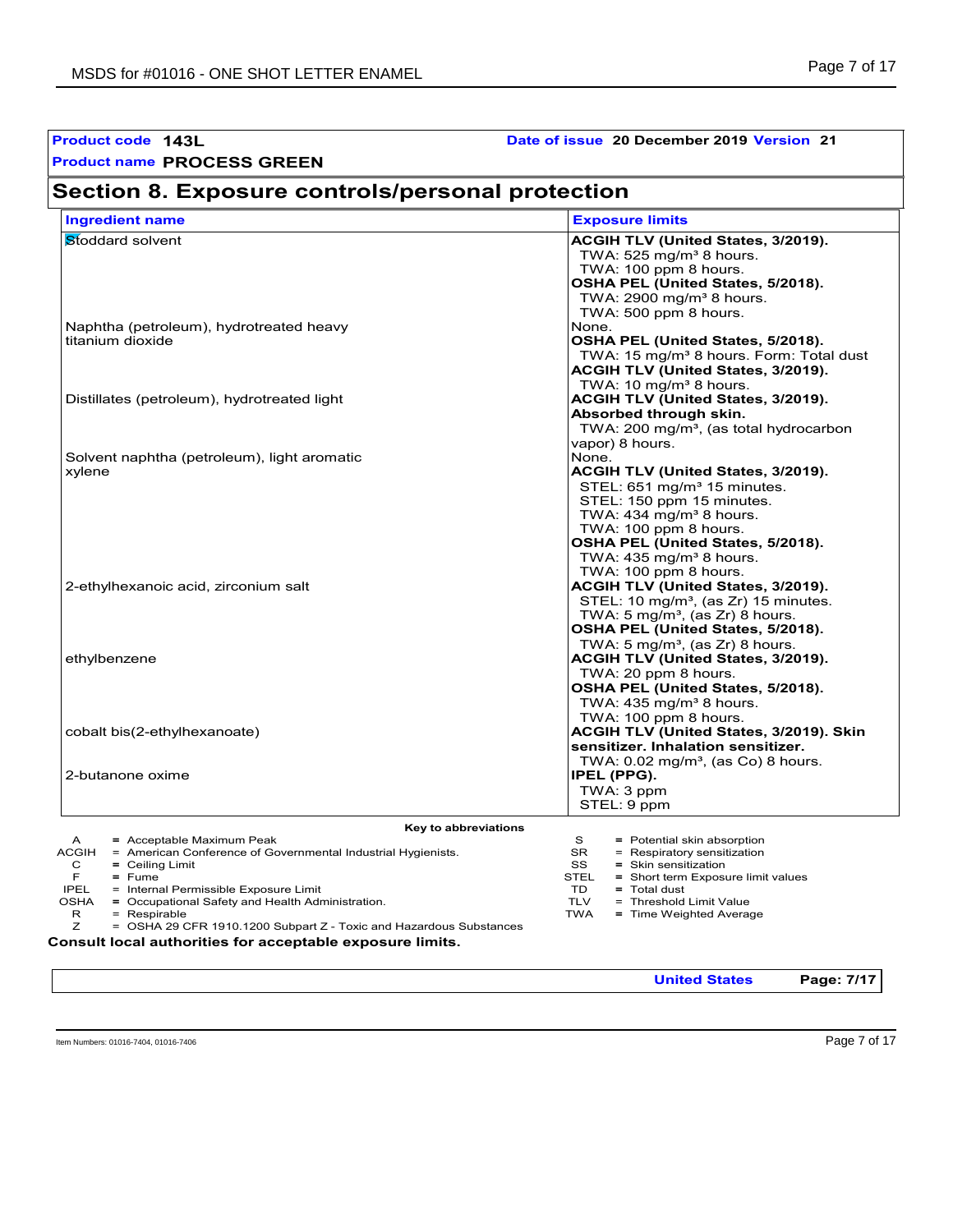**Product code** **143L** **Date of issue** **20 December 2019** **Version** **21**

**Product name** **PROCESS GREEN**

## Section 8. Exposure controls/personal protection

| Ingredient name | Exposure limits |
|---|---|
| Stoddard solvent | **ACGIH TLV (United States, 3/2019).**<br>TWA: 525 mg/m³ 8 hours.<br>TWA: 100 ppm 8 hours.<br>**OSHA PEL (United States, 5/2018).**<br>TWA: 2900 mg/m³ 8 hours.<br>TWA: 500 ppm 8 hours. |
| Naphtha (petroleum), hydrotreated heavy | None. |
| titanium dioxide | **OSHA PEL (United States, 5/2018).**<br>TWA: 15 mg/m³ 8 hours. Form: Total dust<br>**ACGIH TLV (United States, 3/2019).**<br>TWA: 10 mg/m³ 8 hours. |
| Distillates (petroleum), hydrotreated light | **ACGIH TLV (United States, 3/2019). Absorbed through skin.**<br>TWA: 200 mg/m³, (as total hydrocarbon vapor) 8 hours. |
| Solvent naphtha (petroleum), light aromatic | None. |
| xylene | **ACGIH TLV (United States, 3/2019).**<br>STEL: 651 mg/m³ 15 minutes.<br>STEL: 150 ppm 15 minutes.<br>TWA: 434 mg/m³ 8 hours.<br>TWA: 100 ppm 8 hours.<br>**OSHA PEL (United States, 5/2018).**<br>TWA: 435 mg/m³ 8 hours.<br>TWA: 100 ppm 8 hours. |
| 2-ethylhexanoic acid, zirconium salt | **ACGIH TLV (United States, 3/2019).**<br>STEL: 10 mg/m³, (as Zr) 15 minutes.<br>TWA: 5 mg/m³, (as Zr) 8 hours.<br>**OSHA PEL (United States, 5/2018).**<br>TWA: 5 mg/m³, (as Zr) 8 hours. |
| ethylbenzene | **ACGIH TLV (United States, 3/2019).**<br>TWA: 20 ppm 8 hours.<br>**OSHA PEL (United States, 5/2018).**<br>TWA: 435 mg/m³ 8 hours.<br>TWA: 100 ppm 8 hours. |
| cobalt bis(2-ethylhexanoate) | **ACGIH TLV (United States, 3/2019). Skin sensitizer. Inhalation sensitizer.**<br>TWA: 0.02 mg/m³, (as Co) 8 hours. |
| 2-butanone oxime | **IPEL (PPG).**<br>TWA: 3 ppm<br>STEL: 9 ppm |

**Key to abbreviations**

| | | | |
|---|---|---|---|
| A | = Acceptable Maximum Peak | S | = Potential skin absorption |
| ACGIH | = American Conference of Governmental Industrial Hygienists. | SR | = Respiratory sensitization |
| C | = Ceiling Limit | SS | = Skin sensitization |
| F | = Fume | STEL | = Short term Exposure limit values |
| IPEL | = Internal Permissible Exposure Limit | TD | = Total dust |
| OSHA | = Occupational Safety and Health Administration. | TLV | = Threshold Limit Value |
| R | = Respirable | TWA | = Time Weighted Average |
| Z | = OSHA 29 CFR 1910.1200 Subpart Z - Toxic and Hazardous Substances | | |

**Consult local authorities for acceptable exposure limits.**

Item Numbers: 01016-7404, 01016-7406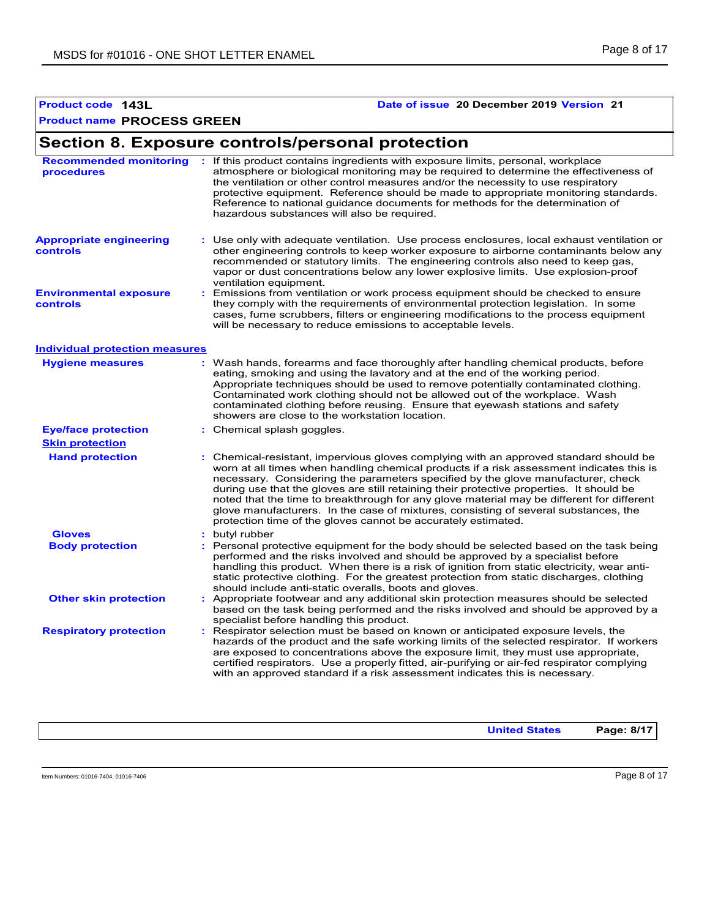**Product code** **143L**  **Date of issue** **20 December 2019** **Version** **21**

**Product name** **PROCESS GREEN**

## Section 8. Exposure controls/personal protection

**Recommended monitoring procedures** : If this product contains ingredients with exposure limits, personal, workplace atmosphere or biological monitoring may be required to determine the effectiveness of the ventilation or other control measures and/or the necessity to use respiratory protective equipment. Reference should be made to appropriate monitoring standards. Reference to national guidance documents for methods for the determination of hazardous substances will also be required.

**Appropriate engineering controls** : Use only with adequate ventilation. Use process enclosures, local exhaust ventilation or other engineering controls to keep worker exposure to airborne contaminants below any recommended or statutory limits. The engineering controls also need to keep gas, vapor or dust concentrations below any lower explosive limits. Use explosion-proof ventilation equipment.

**Environmental exposure controls** : Emissions from ventilation or work process equipment should be checked to ensure they comply with the requirements of environmental protection legislation. In some cases, fume scrubbers, filters or engineering modifications to the process equipment will be necessary to reduce emissions to acceptable levels.

### Individual protection measures

**Hygiene measures** : Wash hands, forearms and face thoroughly after handling chemical products, before eating, smoking and using the lavatory and at the end of the working period. Appropriate techniques should be used to remove potentially contaminated clothing. Contaminated work clothing should not be allowed out of the workplace. Wash contaminated clothing before reusing. Ensure that eyewash stations and safety showers are close to the workstation location.

**Eye/face protection** : Chemical splash goggles.

**Skin protection**

**Hand protection** : Chemical-resistant, impervious gloves complying with an approved standard should be worn at all times when handling chemical products if a risk assessment indicates this is necessary. Considering the parameters specified by the glove manufacturer, check during use that the gloves are still retaining their protective properties. It should be noted that the time to breakthrough for any glove material may be different for different glove manufacturers. In the case of mixtures, consisting of several substances, the protection time of the gloves cannot be accurately estimated.

**Gloves** : butyl rubber

**Body protection** : Personal protective equipment for the body should be selected based on the task being performed and the risks involved and should be approved by a specialist before handling this product. When there is a risk of ignition from static electricity, wear anti-static protective clothing. For the greatest protection from static discharges, clothing should include anti-static overalls, boots and gloves.

**Other skin protection** : Appropriate footwear and any additional skin protection measures should be selected based on the task being performed and the risks involved and should be approved by a specialist before handling this product.

**Respiratory protection** : Respirator selection must be based on known or anticipated exposure levels, the hazards of the product and the safe working limits of the selected respirator. If workers are exposed to concentrations above the exposure limit, they must use appropriate, certified respirators. Use a properly fitted, air-purifying or air-fed respirator complying with an approved standard if a risk assessment indicates this is necessary.

Item Numbers: 01016-7404, 01016-7406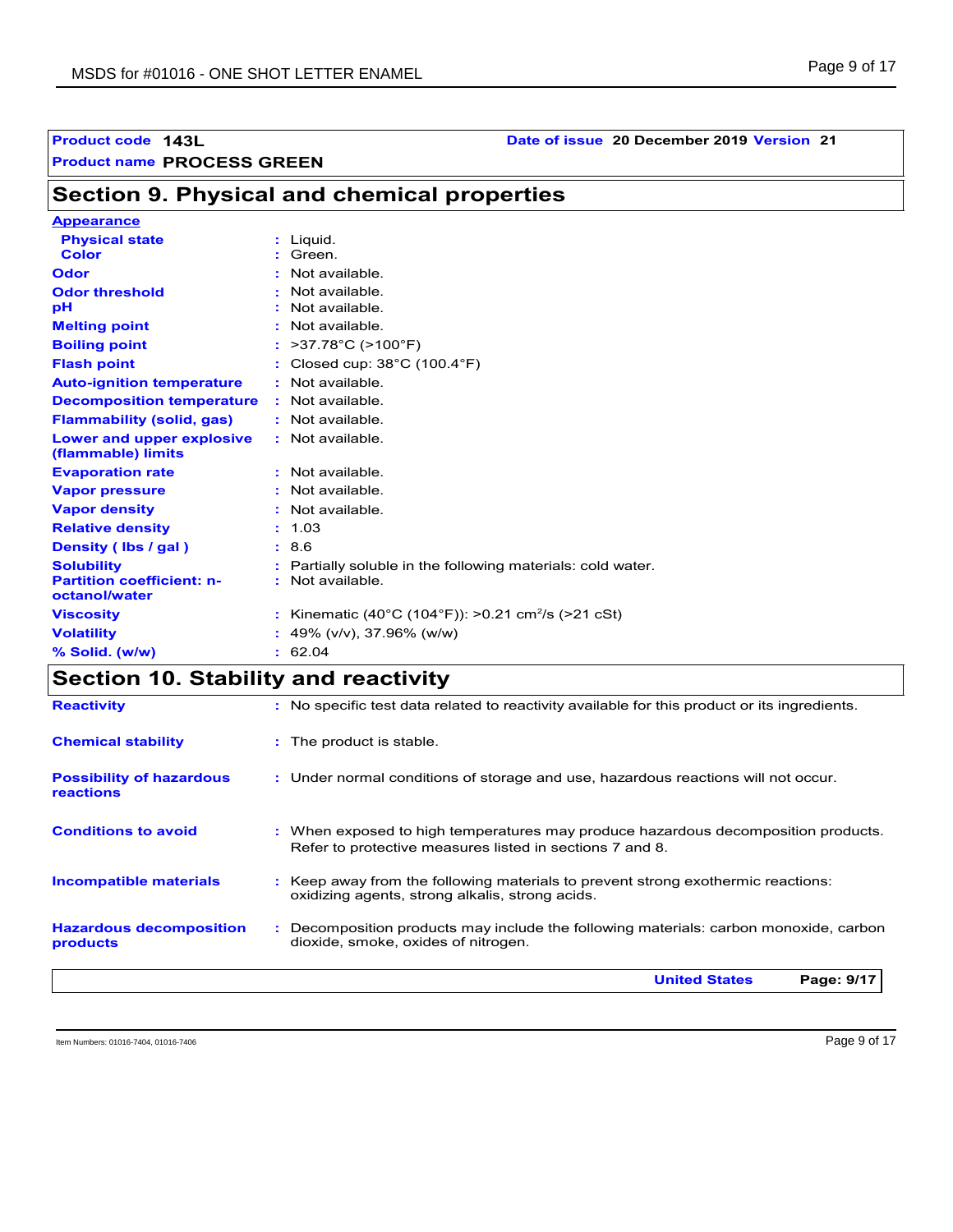**Product code** 143L **Date of issue** 20 December 2019 **Version** 21

**Product name** PROCESS GREEN

## Section 9. Physical and chemical properties

**Appearance**

| | |
|---|---|
| **Physical state** | : Liquid. |
| **Color** | : Green. |
| **Odor** | : Not available. |
| **Odor threshold** | : Not available. |
| **pH** | : Not available. |
| **Melting point** | : Not available. |
| **Boiling point** | : >37.78°C (>100°F) |
| **Flash point** | : Closed cup: 38°C (100.4°F) |
| **Auto-ignition temperature** | : Not available. |
| **Decomposition temperature** | : Not available. |
| **Flammability (solid, gas)** | : Not available. |
| **Lower and upper explosive (flammable) limits** | : Not available. |
| **Evaporation rate** | : Not available. |
| **Vapor pressure** | : Not available. |
| **Vapor density** | : Not available. |
| **Relative density** | : 1.03 |
| **Density ( lbs / gal )** | : 8.6 |
| **Solubility** | : Partially soluble in the following materials: cold water. |
| **Partition coefficient: n-octanol/water** | : Not available. |
| **Viscosity** | : Kinematic (40°C (104°F)): >0.21 $cm^2/s$ (>21 cSt) |
| **Volatility** | : 49% (v/v), 37.96% (w/w) |
| **% Solid. (w/w)** | : 62.04 |

## Section 10. Stability and reactivity

| | |
|---|---|
| **Reactivity** | : No specific test data related to reactivity available for this product or its ingredients. |
| **Chemical stability** | : The product is stable. |
| **Possibility of hazardous reactions** | : Under normal conditions of storage and use, hazardous reactions will not occur. |
| **Conditions to avoid** | : When exposed to high temperatures may produce hazardous decomposition products. Refer to protective measures listed in sections 7 and 8. |
| **Incompatible materials** | : Keep away from the following materials to prevent strong exothermic reactions: oxidizing agents, strong alkalis, strong acids. |
| **Hazardous decomposition products** | : Decomposition products may include the following materials: carbon monoxide, carbon dioxide, smoke, oxides of nitrogen. |

Item Numbers: 01016-7404, 01016-7406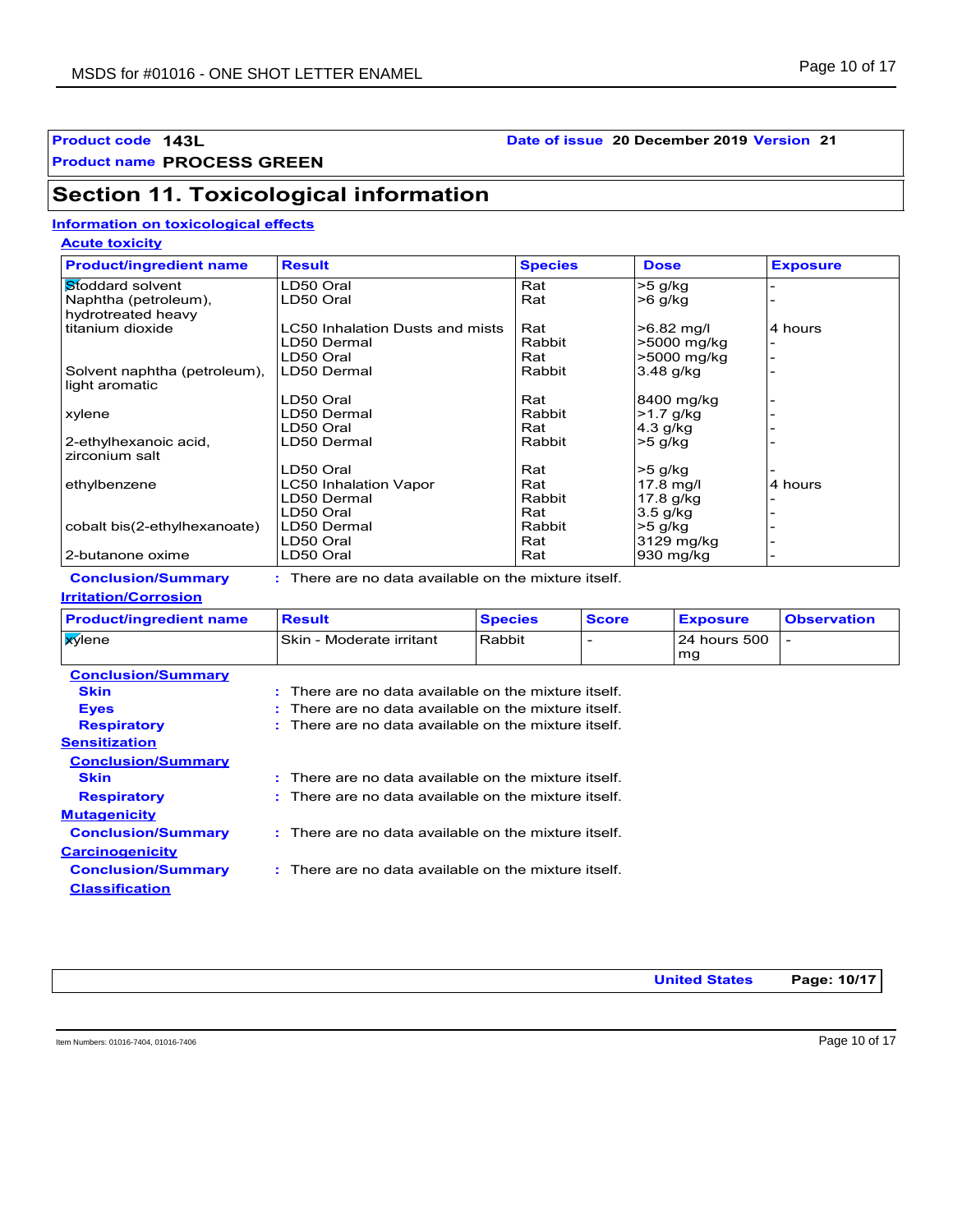**Product code** 143L **Date of issue** 20 December 2019 **Version** 21

**Product name** PROCESS GREEN

## Section 11. Toxicological information

### Information on toxicological effects

#### Acute toxicity

| Product/ingredient name | Result | Species | Dose | Exposure |
|---|---|---|---|---|
| Stoddard solvent | LD50 Oral | Rat | >5 g/kg | - |
| Naphtha (petroleum), hydrotreated heavy | LD50 Oral | Rat | >6 g/kg | - |
| titanium dioxide | LC50 Inhalation Dusts and mists | Rat | >6.82 mg/l | 4 hours |
| | LD50 Dermal | Rabbit | >5000 mg/kg | - |
| | LD50 Oral | Rat | >5000 mg/kg | - |
| Solvent naphtha (petroleum), light aromatic | LD50 Dermal | Rabbit | 3.48 g/kg | - |
| | LD50 Oral | Rat | 8400 mg/kg | - |
| xylene | LD50 Dermal | Rabbit | >1.7 g/kg | - |
| | LD50 Oral | Rat | 4.3 g/kg | - |
| 2-ethylhexanoic acid, zirconium salt | LD50 Dermal | Rabbit | >5 g/kg | - |
| | LD50 Oral | Rat | >5 g/kg | - |
| ethylbenzene | LC50 Inhalation Vapor | Rat | 17.8 mg/l | 4 hours |
| | LD50 Dermal | Rabbit | 17.8 g/kg | - |
| | LD50 Oral | Rat | 3.5 g/kg | - |
| cobalt bis(2-ethylhexanoate) | LD50 Dermal | Rabbit | >5 g/kg | - |
| | LD50 Oral | Rat | 3129 mg/kg | - |
| 2-butanone oxime | LD50 Oral | Rat | 930 mg/kg | - |

**Conclusion/Summary** : There are no data available on the mixture itself.

#### Irritation/Corrosion

| Product/ingredient name | Result | Species | Score | Exposure | Observation |
|---|---|---|---|---|---|
| xylene | Skin - Moderate irritant | Rabbit | - | 24 hours 500 mg | - |

**Conclusion/Summary**

**Skin** : There are no data available on the mixture itself.

**Eyes** : There are no data available on the mixture itself.

**Respiratory** : There are no data available on the mixture itself.

#### Sensitization

**Conclusion/Summary**

**Skin** : There are no data available on the mixture itself.

**Respiratory** : There are no data available on the mixture itself.

#### Mutagenicity

**Conclusion/Summary** : There are no data available on the mixture itself.

#### Carcinogenicity

**Conclusion/Summary** : There are no data available on the mixture itself.

**Classification**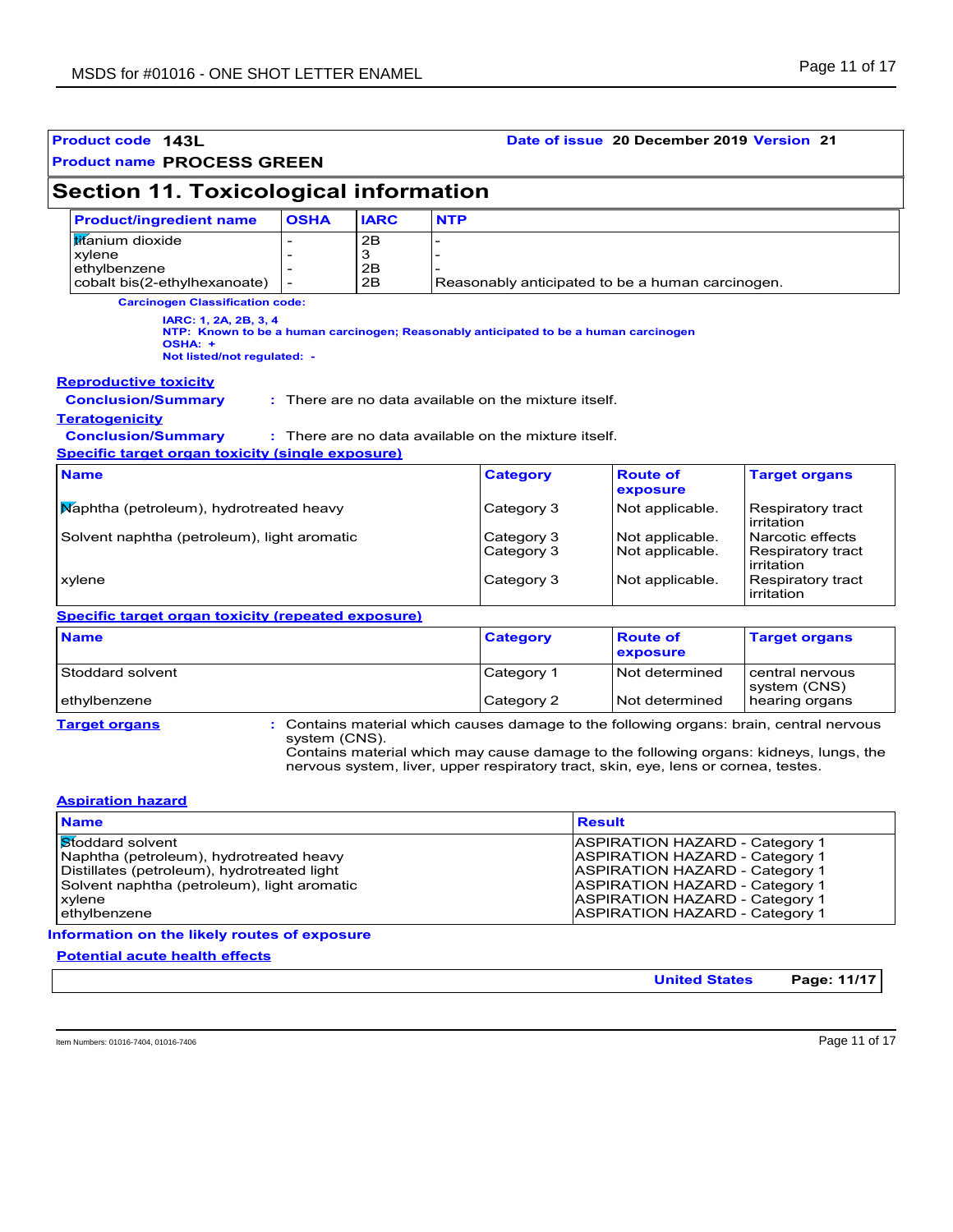**Product code** **143L** **Date of issue** **20 December 2019** **Version** **21**

**Product name** **PROCESS GREEN**

## Section 11. Toxicological information

| Product/ingredient name | OSHA | IARC | NTP |
|---|---|---|---|
| titanium dioxide | - | 2B | - |
| xylene | - | 3 | - |
| ethylbenzene | - | 2B | - |
| cobalt bis(2-ethylhexanoate) | - | 2B | Reasonably anticipated to be a human carcinogen. |

**Carcinogen Classification code:**

**IARC: 1, 2A, 2B, 3, 4**
**NTP: Known to be a human carcinogen; Reasonably anticipated to be a human carcinogen**
**OSHA: +**
**Not listed/not regulated: -**

**Reproductive toxicity**

**Conclusion/Summary** : There are no data available on the mixture itself.

**Teratogenicity**

**Conclusion/Summary** : There are no data available on the mixture itself.

**Specific target organ toxicity (single exposure)**

| Name | Category | Route of exposure | Target organs |
|---|---|---|---|
| Naphtha (petroleum), hydrotreated heavy | Category 3 | Not applicable. | Respiratory tract irritation |
| Solvent naphtha (petroleum), light aromatic | Category 3 | Not applicable. | Narcotic effects |
| | Category 3 | Not applicable. | Respiratory tract irritation |
| xylene | Category 3 | Not applicable. | Respiratory tract irritation |

**Specific target organ toxicity (repeated exposure)**

| Name | Category | Route of exposure | Target organs |
|---|---|---|---|
| Stoddard solvent | Category 1 | Not determined | central nervous system (CNS) |
| ethylbenzene | Category 2 | Not determined | hearing organs |

**Target organs** : Contains material which causes damage to the following organs: brain, central nervous system (CNS).
Contains material which may cause damage to the following organs: kidneys, lungs, the nervous system, liver, upper respiratory tract, skin, eye, lens or cornea, testes.

**Aspiration hazard**

| Name | Result |
|---|---|
| Stoddard solvent | ASPIRATION HAZARD - Category 1 |
| Naphtha (petroleum), hydrotreated heavy | ASPIRATION HAZARD - Category 1 |
| Distillates (petroleum), hydrotreated light | ASPIRATION HAZARD - Category 1 |
| Solvent naphtha (petroleum), light aromatic | ASPIRATION HAZARD - Category 1 |
| xylene | ASPIRATION HAZARD - Category 1 |
| ethylbenzene | ASPIRATION HAZARD - Category 1 |

**Information on the likely routes of exposure**

**Potential acute health effects**

Item Numbers: 01016-7404, 01016-7406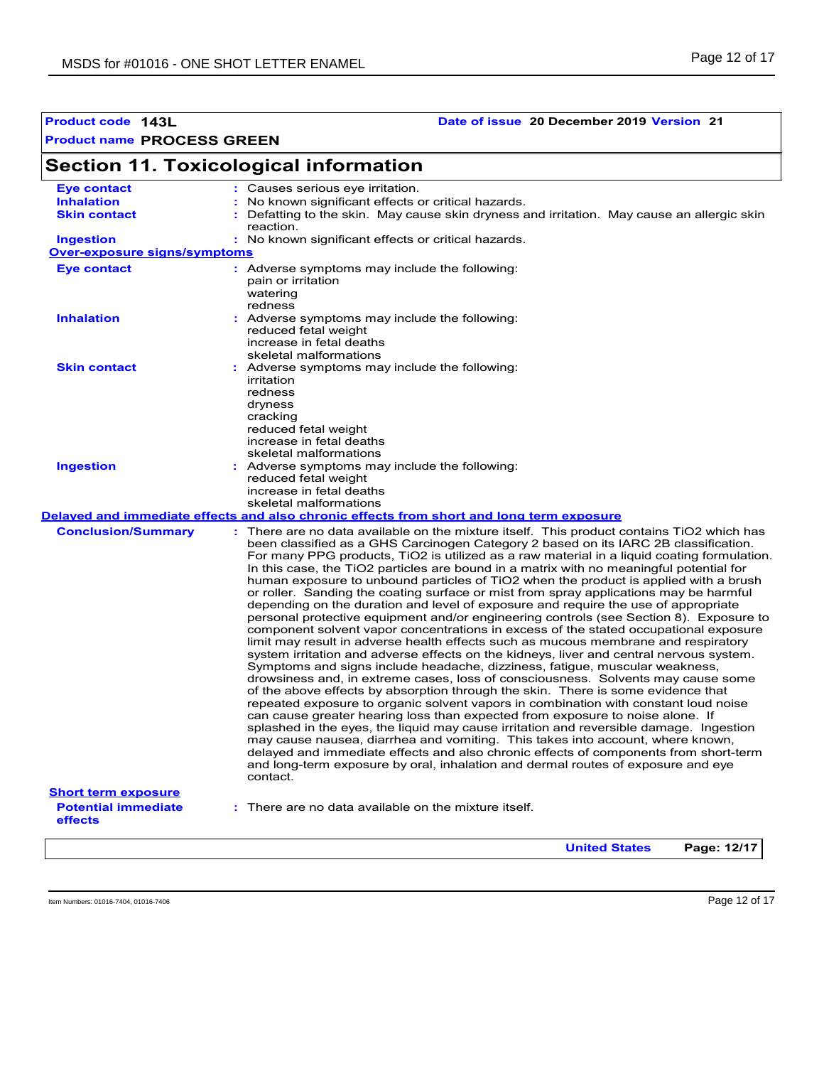**Product code** 143L **Date of issue** 20 December 2019 **Version** 21

**Product name** PROCESS GREEN

## Section 11. Toxicological information

**Eye contact** : Causes serious eye irritation.

**Inhalation** : No known significant effects or critical hazards.

**Skin contact** : Defatting to the skin. May cause skin dryness and irritation. May cause an allergic skin reaction.

**Ingestion** : No known significant effects or critical hazards.

**Over-exposure signs/symptoms**

**Eye contact** : Adverse symptoms may include the following:
pain or irritation
watering
redness

**Inhalation** : Adverse symptoms may include the following:
reduced fetal weight
increase in fetal deaths
skeletal malformations

**Skin contact** : Adverse symptoms may include the following:
irritation
redness
dryness
cracking
reduced fetal weight
increase in fetal deaths
skeletal malformations

**Ingestion** : Adverse symptoms may include the following:
reduced fetal weight
increase in fetal deaths
skeletal malformations

**Delayed and immediate effects and also chronic effects from short and long term exposure**

**Conclusion/Summary** : There are no data available on the mixture itself. This product contains TiO2 which has been classified as a GHS Carcinogen Category 2 based on its IARC 2B classification. For many PPG products, TiO2 is utilized as a raw material in a liquid coating formulation. In this case, the TiO2 particles are bound in a matrix with no meaningful potential for human exposure to unbound particles of TiO2 when the product is applied with a brush or roller. Sanding the coating surface or mist from spray applications may be harmful depending on the duration and level of exposure and require the use of appropriate personal protective equipment and/or engineering controls (see Section 8). Exposure to component solvent vapor concentrations in excess of the stated occupational exposure limit may result in adverse health effects such as mucous membrane and respiratory system irritation and adverse effects on the kidneys, liver and central nervous system. Symptoms and signs include headache, dizziness, fatigue, muscular weakness, drowsiness and, in extreme cases, loss of consciousness. Solvents may cause some of the above effects by absorption through the skin. There is some evidence that repeated exposure to organic solvent vapors in combination with constant loud noise can cause greater hearing loss than expected from exposure to noise alone. If splashed in the eyes, the liquid may cause irritation and reversible damage. Ingestion may cause nausea, diarrhea and vomiting. This takes into account, where known, delayed and immediate effects and also chronic effects of components from short-term and long-term exposure by oral, inhalation and dermal routes of exposure and eye contact.

**Short term exposure**

**Potential immediate effects** : There are no data available on the mixture itself.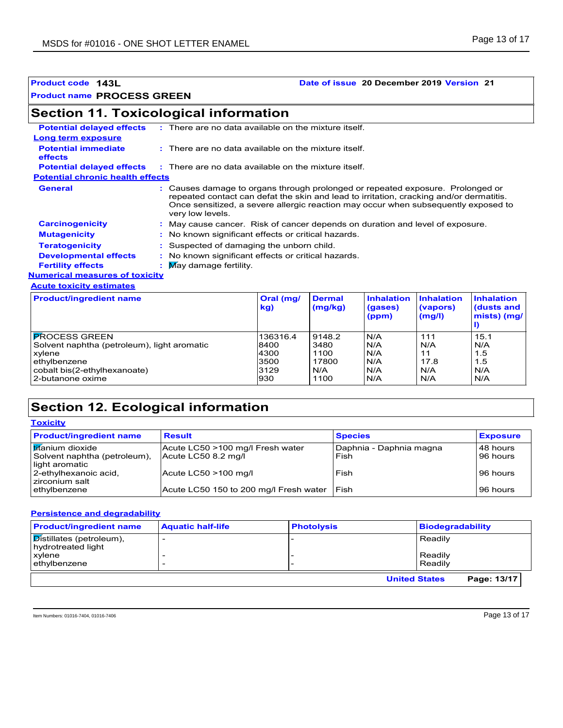**Product code** 143L **Date of issue** 20 December 2019 **Version** 21

**Product name** PROCESS GREEN

## Section 11. Toxicological information

**Potential delayed effects** : There are no data available on the mixture itself.

**Long term exposure**

**Potential immediate effects** : There are no data available on the mixture itself.

**Potential delayed effects** : There are no data available on the mixture itself.

**Potential chronic health effects**

**General** : Causes damage to organs through prolonged or repeated exposure. Prolonged or repeated contact can defat the skin and lead to irritation, cracking and/or dermatitis. Once sensitized, a severe allergic reaction may occur when subsequently exposed to very low levels.

**Carcinogenicity** : May cause cancer. Risk of cancer depends on duration and level of exposure.

**Mutagenicity** : No known significant effects or critical hazards.

**Teratogenicity** : Suspected of damaging the unborn child.

**Developmental effects** : No known significant effects or critical hazards.

**Fertility effects** : May damage fertility.

**Numerical measures of toxicity**

**Acute toxicity estimates**

| Product/ingredient name | Oral (mg/kg) | Dermal (mg/kg) | Inhalation (gases) (ppm) | Inhalation (vapors) (mg/l) | Inhalation (dusts and mists) (mg/l) |
|---|---|---|---|---|---|
| PROCESS GREEN | 136316.4 | 9148.2 | N/A | 111 | 15.1 |
| Solvent naphtha (petroleum), light aromatic | 8400 | 3480 | N/A | N/A | N/A |
| xylene | 4300 | 1100 | N/A | 11 | 1.5 |
| ethylbenzene | 3500 | 17800 | N/A | 17.8 | 1.5 |
| cobalt bis(2-ethylhexanoate) | 3129 | N/A | N/A | N/A | N/A |
| 2-butanone oxime | 930 | 1100 | N/A | N/A | N/A |

## Section 12. Ecological information

**Toxicity**

| Product/ingredient name | Result | Species | Exposure |
|---|---|---|---|
| titanium dioxide | Acute LC50 >100 mg/l Fresh water | Daphnia - Daphnia magna | 48 hours |
| Solvent naphtha (petroleum), light aromatic | Acute LC50 8.2 mg/l | Fish | 96 hours |
| 2-ethylhexanoic acid, zirconium salt | Acute LC50 >100 mg/l | Fish | 96 hours |
| ethylbenzene | Acute LC50 150 to 200 mg/l Fresh water | Fish | 96 hours |

**Persistence and degradability**

| Product/ingredient name | Aquatic half-life | Photolysis | Biodegradability |
|---|---|---|---|
| Distillates (petroleum), hydrotreated light | - | - | Readily |
| xylene | - | - | Readily |
| ethylbenzene | - | - | Readily |

Item Numbers: 01016-7404, 01016-7406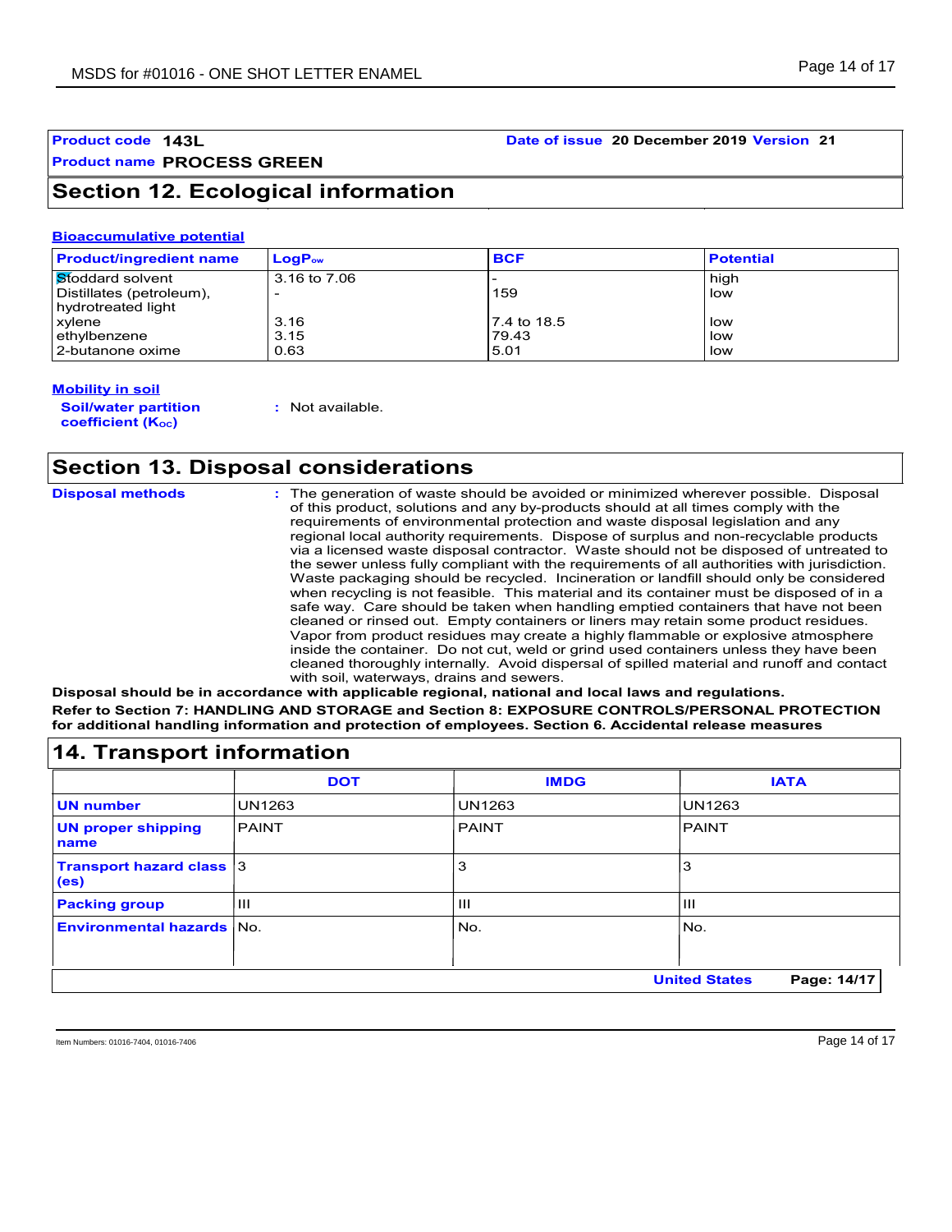**Product code** 143L **Date of issue** 20 December 2019 **Version** 21

**Product name** PROCESS GREEN

## Section 12. Ecological information

### Bioaccumulative potential

| Product/ingredient name | $LogP_{ow}$ | BCF | Potential |
|---|---|---|---|
| Stoddard solvent | 3.16 to 7.06 | - | high |
| Distillates (petroleum), hydrotreated light | - | 159 | low |
| xylene | 3.16 | 7.4 to 18.5 | low |
| ethylbenzene | 3.15 | 79.43 | low |
| 2-butanone oxime | 0.63 | 5.01 | low |

### Mobility in soil

**Soil/water partition coefficient ($K_{OC}$)** : Not available.

## Section 13. Disposal considerations

**Disposal methods** : The generation of waste should be avoided or minimized wherever possible. Disposal of this product, solutions and any by-products should at all times comply with the requirements of environmental protection and waste disposal legislation and any regional local authority requirements. Dispose of surplus and non-recyclable products via a licensed waste disposal contractor. Waste should not be disposed of untreated to the sewer unless fully compliant with the requirements of all authorities with jurisdiction. Waste packaging should be recycled. Incineration or landfill should only be considered when recycling is not feasible. This material and its container must be disposed of in a safe way. Care should be taken when handling emptied containers that have not been cleaned or rinsed out. Empty containers or liners may retain some product residues. Vapor from product residues may create a highly flammable or explosive atmosphere inside the container. Do not cut, weld or grind used containers unless they have been cleaned thoroughly internally. Avoid dispersal of spilled material and runoff and contact with soil, waterways, drains and sewers.

**Disposal should be in accordance with applicable regional, national and local laws and regulations.**

**Refer to Section 7: HANDLING AND STORAGE and Section 8: EXPOSURE CONTROLS/PERSONAL PROTECTION for additional handling information and protection of employees. Section 6. Accidental release measures**

## 14. Transport information

| | DOT | IMDG | IATA |
|---|---|---|---|
| **UN number** | UN1263 | UN1263 | UN1263 |
| **UN proper shipping name** | PAINT | PAINT | PAINT |
| **Transport hazard class (es)** | 3 | 3 | 3 |
| **Packing group** | III | III | III |
| **Environmental hazards** | No. | No. | No. |

United States

Item Numbers: 01016-7404, 01016-7406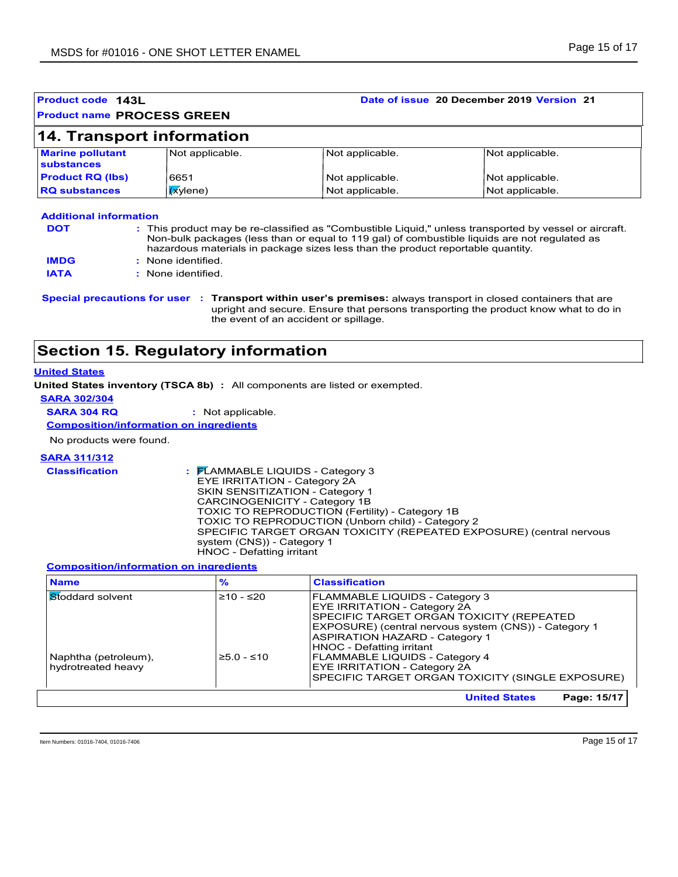| Product code | 143L | Date of issue | 20 December 2019 | Version | 21 |
|---|---|---|---|---|---|
| Product name | PROCESS GREEN | | | | |

## 14. Transport information

| | | | |
|---|---|---|---|
| **Marine pollutant substances** | Not applicable. | Not applicable. | Not applicable. |
| **Product RQ (lbs)** | 6651 | Not applicable. | Not applicable. |
| **RQ substances** | (xylene) | Not applicable. | Not applicable. |

**Additional information**

**DOT** : This product may be re-classified as "Combustible Liquid," unless transported by vessel or aircraft. Non-bulk packages (less than or equal to 119 gal) of combustible liquids are not regulated as hazardous materials in package sizes less than the product reportable quantity.

**IMDG** : None identified.

**IATA** : None identified.

**Special precautions for user** : **Transport within user's premises:** always transport in closed containers that are upright and secure. Ensure that persons transporting the product know what to do in the event of an accident or spillage.

## Section 15. Regulatory information

**United States**

**United States inventory (TSCA 8b)** : All components are listed or exempted.

**SARA 302/304**

**SARA 304 RQ** : Not applicable.

**Composition/information on ingredients**

No products were found.

**SARA 311/312**

**Classification** : FLAMMABLE LIQUIDS - Category 3
EYE IRRITATION - Category 2A
SKIN SENSITIZATION - Category 1
CARCINOGENICITY - Category 1B
TOXIC TO REPRODUCTION (Fertility) - Category 1B
TOXIC TO REPRODUCTION (Unborn child) - Category 2
SPECIFIC TARGET ORGAN TOXICITY (REPEATED EXPOSURE) (central nervous system (CNS)) - Category 1
HNOC - Defatting irritant

**Composition/information on ingredients**

| Name | % | Classification |
|---|---|---|
| Stoddard solvent | ≥10 - ≤20 | FLAMMABLE LIQUIDS - Category 3<br>EYE IRRITATION - Category 2A<br>SPECIFIC TARGET ORGAN TOXICITY (REPEATED EXPOSURE) (central nervous system (CNS)) - Category 1<br>ASPIRATION HAZARD - Category 1<br>HNOC - Defatting irritant |
| Naphtha (petroleum), hydrotreated heavy | ≥5.0 - ≤10 | FLAMMABLE LIQUIDS - Category 4<br>EYE IRRITATION - Category 2A<br>SPECIFIC TARGET ORGAN TOXICITY (SINGLE EXPOSURE) |

Item Numbers: 01016-7404, 01016-7406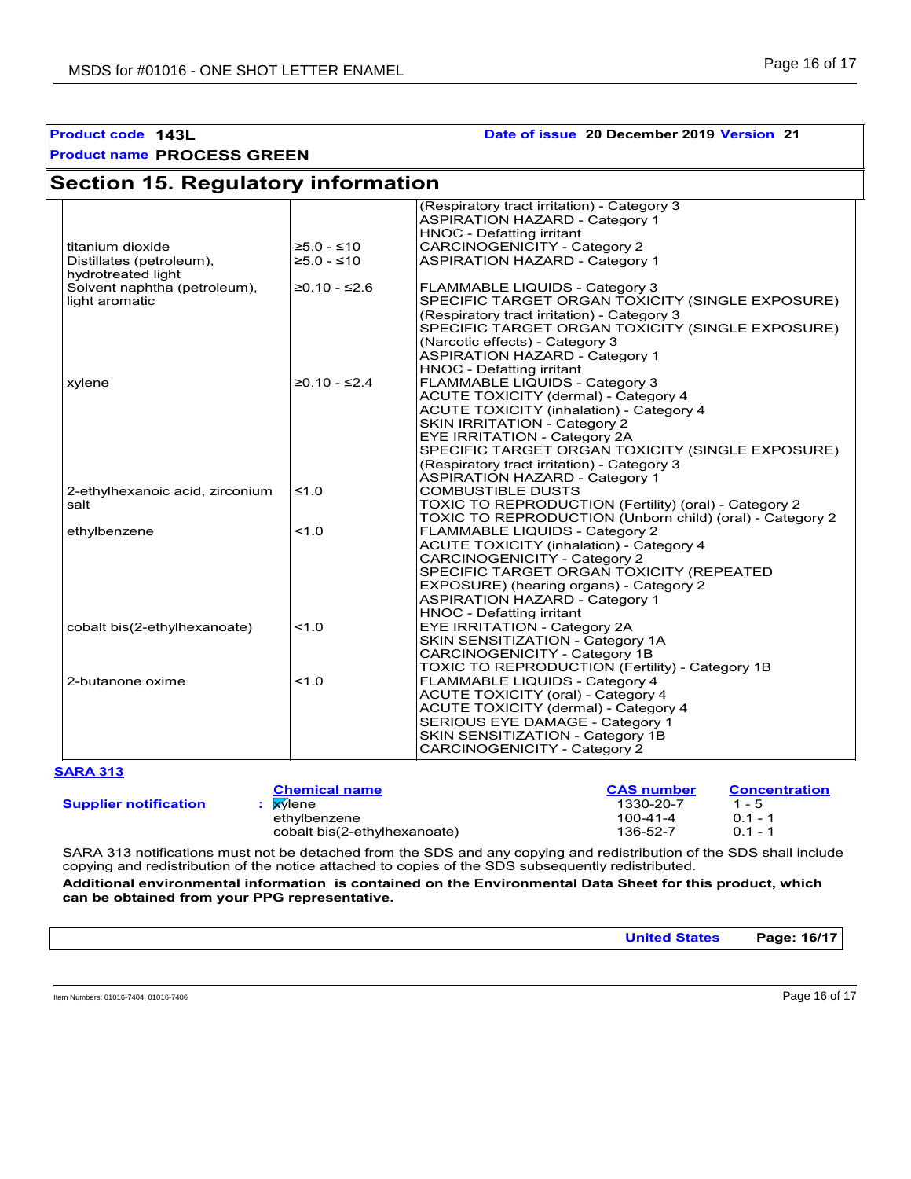**Product code** **143L** **Date of issue** **20 December 2019** **Version** **21**

**Product name** **PROCESS GREEN**

## Section 15. Regulatory information

| | | |
|---|---|---|
| | | (Respiratory tract irritation) - Category 3<br>ASPIRATION HAZARD - Category 1<br>HNOC - Defatting irritant |
| titanium dioxide | ≥5.0 - ≤10 | CARCINOGENICITY - Category 2 |
| Distillates (petroleum), hydrotreated light | ≥5.0 - ≤10 | ASPIRATION HAZARD - Category 1 |
| Solvent naphtha (petroleum), light aromatic | ≥0.10 - ≤2.6 | FLAMMABLE LIQUIDS - Category 3<br>SPECIFIC TARGET ORGAN TOXICITY (SINGLE EXPOSURE) (Respiratory tract irritation) - Category 3<br>SPECIFIC TARGET ORGAN TOXICITY (SINGLE EXPOSURE) (Narcotic effects) - Category 3<br>ASPIRATION HAZARD - Category 1<br>HNOC - Defatting irritant |
| xylene | ≥0.10 - ≤2.4 | FLAMMABLE LIQUIDS - Category 3<br>ACUTE TOXICITY (dermal) - Category 4<br>ACUTE TOXICITY (inhalation) - Category 4<br>SKIN IRRITATION - Category 2<br>EYE IRRITATION - Category 2A<br>SPECIFIC TARGET ORGAN TOXICITY (SINGLE EXPOSURE) (Respiratory tract irritation) - Category 3<br>ASPIRATION HAZARD - Category 1 |
| 2-ethylhexanoic acid, zirconium salt | ≤1.0 | COMBUSTIBLE DUSTS<br>TOXIC TO REPRODUCTION (Fertility) (oral) - Category 2<br>TOXIC TO REPRODUCTION (Unborn child) (oral) - Category 2 |
| ethylbenzene | <1.0 | FLAMMABLE LIQUIDS - Category 2<br>ACUTE TOXICITY (inhalation) - Category 4<br>CARCINOGENICITY - Category 2<br>SPECIFIC TARGET ORGAN TOXICITY (REPEATED EXPOSURE) (hearing organs) - Category 2<br>ASPIRATION HAZARD - Category 1<br>HNOC - Defatting irritant |
| cobalt bis(2-ethylhexanoate) | <1.0 | EYE IRRITATION - Category 2A<br>SKIN SENSITIZATION - Category 1A<br>CARCINOGENICITY - Category 1B<br>TOXIC TO REPRODUCTION (Fertility) - Category 1B |
| 2-butanone oxime | <1.0 | FLAMMABLE LIQUIDS - Category 4<br>ACUTE TOXICITY (oral) - Category 4<br>ACUTE TOXICITY (dermal) - Category 4<br>SERIOUS EYE DAMAGE - Category 1<br>SKIN SENSITIZATION - Category 1B<br>CARCINOGENICITY - Category 2 |

**SARA 313**

| | Chemical name | CAS number | Concentration |
|---|---|---|---|
| **Supplier notification** : | xylene | 1330-20-7 | 1 - 5 |
| | ethylbenzene | 100-41-4 | 0.1 - 1 |
| | cobalt bis(2-ethylhexanoate) | 136-52-7 | 0.1 - 1 |

SARA 313 notifications must not be detached from the SDS and any copying and redistribution of the SDS shall include copying and redistribution of the notice attached to copies of the SDS subsequently redistributed.

**Additional environmental information is contained on the Environmental Data Sheet for this product, which can be obtained from your PPG representative.**

Item Numbers: 01016-7404, 01016-7406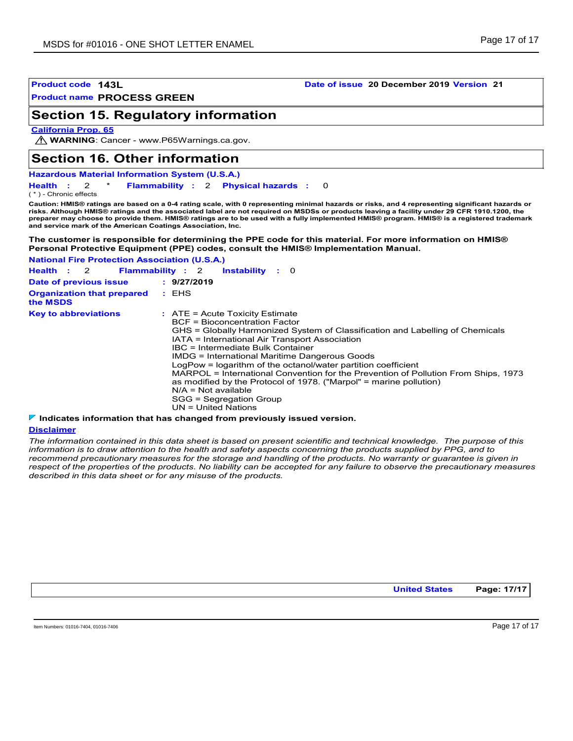**Product code** 143L **Date of issue** 20 December 2019 **Version** 21

**Product name** PROCESS GREEN

## Section 15. Regulatory information

**California Prop. 65**

⚠ **WARNING**: Cancer - www.P65Warnings.ca.gov.

## Section 16. Other information

**Hazardous Material Information System (U.S.A.)**

**Health** : 2 * **Flammability** : 2 **Physical hazards** : 0

( * ) - Chronic effects

**Caution: HMIS® ratings are based on a 0-4 rating scale, with 0 representing minimal hazards or risks, and 4 representing significant hazards or risks. Although HMIS® ratings and the associated label are not required on MSDSs or products leaving a facility under 29 CFR 1910.1200, the preparer may choose to provide them. HMIS® ratings are to be used with a fully implemented HMIS® program. HMIS® is a registered trademark and service mark of the American Coatings Association, Inc.**

**The customer is responsible for determining the PPE code for this material. For more information on HMIS® Personal Protective Equipment (PPE) codes, consult the HMIS® Implementation Manual.**

**National Fire Protection Association (U.S.A.)**

**Health** : 2 **Flammability** : 2 **Instability** : 0

**Date of previous issue** : **9/27/2019**

**Organization that prepared the MSDS** : EHS

**Key to abbreviations** :
ATE = Acute Toxicity Estimate
BCF = Bioconcentration Factor
GHS = Globally Harmonized System of Classification and Labelling of Chemicals
IATA = International Air Transport Association
IBC = Intermediate Bulk Container
IMDG = International Maritime Dangerous Goods
LogPow = logarithm of the octanol/water partition coefficient
MARPOL = International Convention for the Prevention of Pollution From Ships, 1973 as modified by the Protocol of 1978. ("Marpol" = marine pollution)
N/A = Not available
SGG = Segregation Group
UN = United Nations

**Indicates information that has changed from previously issued version.**

**Disclaimer**

*The information contained in this data sheet is based on present scientific and technical knowledge. The purpose of this information is to draw attention to the health and safety aspects concerning the products supplied by PPG, and to recommend precautionary measures for the storage and handling of the products. No warranty or guarantee is given in respect of the properties of the products. No liability can be accepted for any failure to observe the precautionary measures described in this data sheet or for any misuse of the products.*

Item Numbers: 01016-7404, 01016-7406